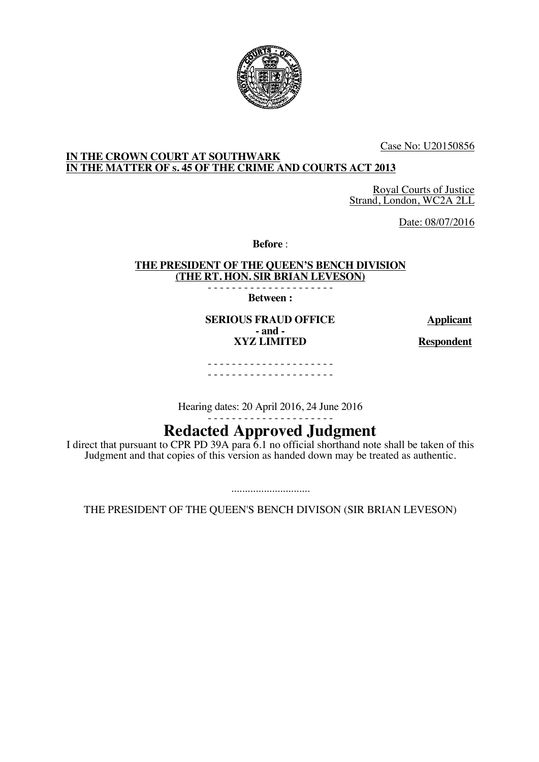Case No: U20150856

**IN THE CROWN COURT AT SOUTHWARK**
**IN THE MATTER OF s. 45 OF THE CRIME AND COURTS ACT 2013**

Royal Courts of Justice
Strand, London, WC2A 2LL

Date: 08/07/2016

**Before** :

**THE PRESIDENT OF THE QUEEN'S BENCH DIVISION**
**(THE RT. HON. SIR BRIAN LEVESON)**

- - - - - - - - - - - - - - - - - - - - -

**Between :**

| | |
|---|---|
| **SERIOUS FRAUD OFFICE** | **Applicant** |
| **- and -** | |
| **XYZ LIMITED** | **Respondent** |

- - - - - - - - - - - - - - - - - - - - -

- - - - - - - - - - - - - - - - - - - - -

Hearing dates: 20 April 2016, 24 June 2016

- - - - - - - - - - - - - - - - - - - - -

# Redacted Approved Judgment

I direct that pursuant to CPR PD 39A para 6.1 no official shorthand note shall be taken of this Judgment and that copies of this version as handed down may be treated as authentic.

.............................

THE PRESIDENT OF THE QUEEN'S BENCH DIVISON (SIR BRIAN LEVESON)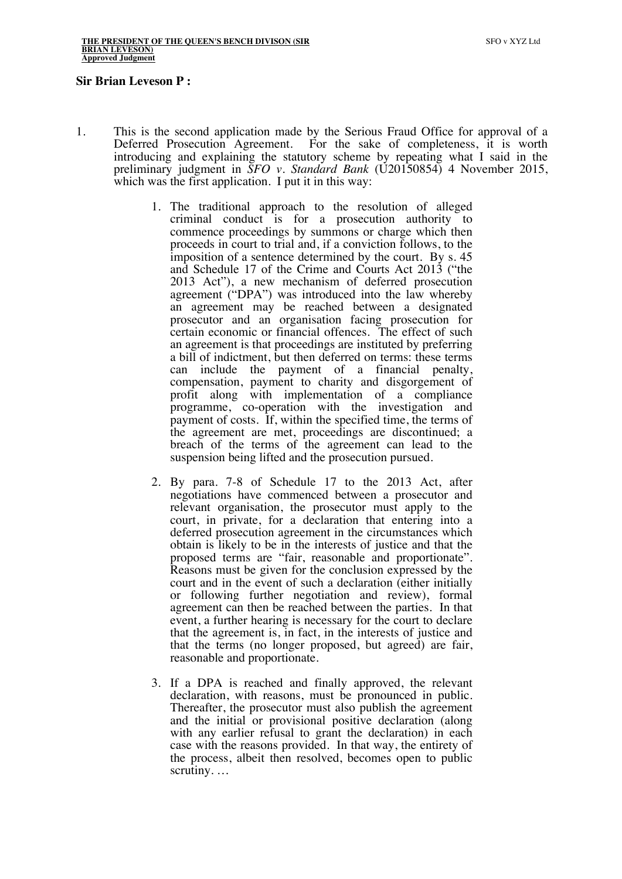**Sir Brian Leveson P :**

1. This is the second application made by the Serious Fraud Office for approval of a Deferred Prosecution Agreement. For the sake of completeness, it is worth introducing and explaining the statutory scheme by repeating what I said in the preliminary judgment in *SFO v. Standard Bank* (U20150854) 4 November 2015, which was the first application. I put it in this way:

   > 1. The traditional approach to the resolution of alleged criminal conduct is for a prosecution authority to commence proceedings by summons or charge which then proceeds in court to trial and, if a conviction follows, to the imposition of a sentence determined by the court. By s. 45 and Schedule 17 of the Crime and Courts Act 2013 ("the 2013 Act"), a new mechanism of deferred prosecution agreement ("DPA") was introduced into the law whereby an agreement may be reached between a designated prosecutor and an organisation facing prosecution for certain economic or financial offences. The effect of such an agreement is that proceedings are instituted by preferring a bill of indictment, but then deferred on terms: these terms can include the payment of a financial penalty, compensation, payment to charity and disgorgement of profit along with implementation of a compliance programme, co-operation with the investigation and payment of costs. If, within the specified time, the terms of the agreement are met, proceedings are discontinued; a breach of the terms of the agreement can lead to the suspension being lifted and the prosecution pursued.
   >
   > 2. By para. 7-8 of Schedule 17 to the 2013 Act, after negotiations have commenced between a prosecutor and relevant organisation, the prosecutor must apply to the court, in private, for a declaration that entering into a deferred prosecution agreement in the circumstances which obtain is likely to be in the interests of justice and that the proposed terms are "fair, reasonable and proportionate". Reasons must be given for the conclusion expressed by the court and in the event of such a declaration (either initially or following further negotiation and review), formal agreement can then be reached between the parties. In that event, a further hearing is necessary for the court to declare that the agreement is, in fact, in the interests of justice and that the terms (no longer proposed, but agreed) are fair, reasonable and proportionate.
   >
   > 3. If a DPA is reached and finally approved, the relevant declaration, with reasons, must be pronounced in public. Thereafter, the prosecutor must also publish the agreement and the initial or provisional positive declaration (along with any earlier refusal to grant the declaration) in each case with the reasons provided. In that way, the entirety of the process, albeit then resolved, becomes open to public scrutiny. …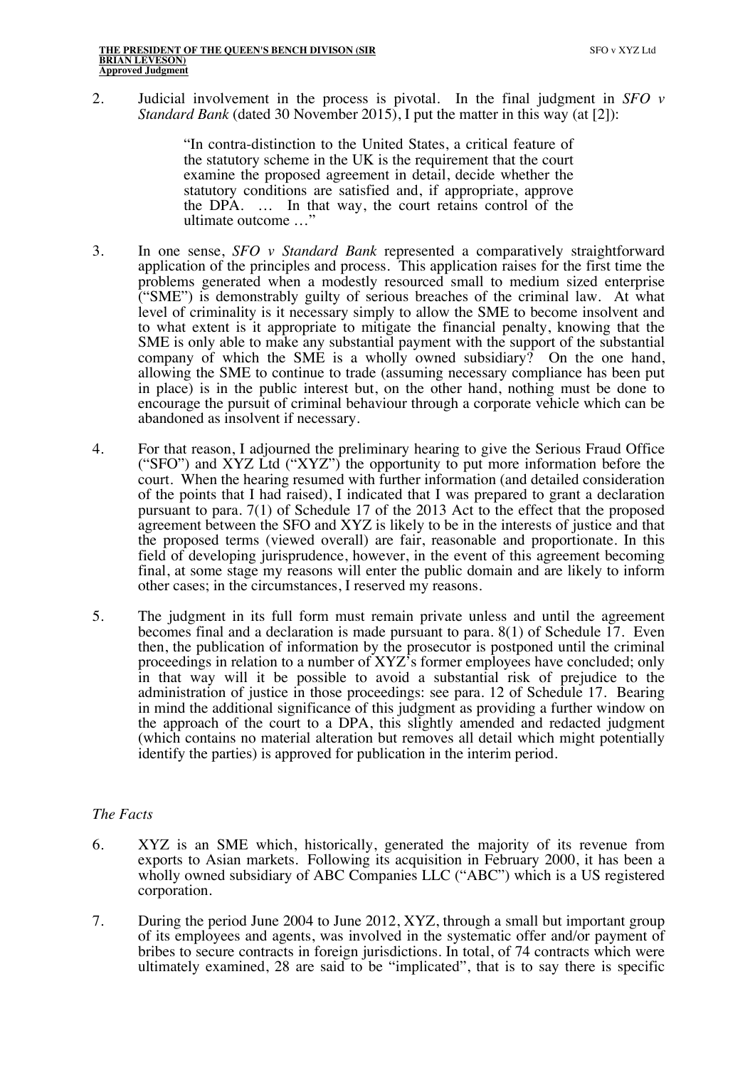2. Judicial involvement in the process is pivotal. In the final judgment in *SFO v Standard Bank* (dated 30 November 2015), I put the matter in this way (at [2]):

> "In contra-distinction to the United States, a critical feature of the statutory scheme in the UK is the requirement that the court examine the proposed agreement in detail, decide whether the statutory conditions are satisfied and, if appropriate, approve the DPA. … In that way, the court retains control of the ultimate outcome …"

3. In one sense, *SFO v Standard Bank* represented a comparatively straightforward application of the principles and process. This application raises for the first time the problems generated when a modestly resourced small to medium sized enterprise ("SME") is demonstrably guilty of serious breaches of the criminal law. At what level of criminality is it necessary simply to allow the SME to become insolvent and to what extent is it appropriate to mitigate the financial penalty, knowing that the SME is only able to make any substantial payment with the support of the substantial company of which the SME is a wholly owned subsidiary? On the one hand, allowing the SME to continue to trade (assuming necessary compliance has been put in place) is in the public interest but, on the other hand, nothing must be done to encourage the pursuit of criminal behaviour through a corporate vehicle which can be abandoned as insolvent if necessary.

4. For that reason, I adjourned the preliminary hearing to give the Serious Fraud Office ("SFO") and XYZ Ltd ("XYZ") the opportunity to put more information before the court. When the hearing resumed with further information (and detailed consideration of the points that I had raised), I indicated that I was prepared to grant a declaration pursuant to para. 7(1) of Schedule 17 of the 2013 Act to the effect that the proposed agreement between the SFO and XYZ is likely to be in the interests of justice and that the proposed terms (viewed overall) are fair, reasonable and proportionate. In this field of developing jurisprudence, however, in the event of this agreement becoming final, at some stage my reasons will enter the public domain and are likely to inform other cases; in the circumstances, I reserved my reasons.

5. The judgment in its full form must remain private unless and until the agreement becomes final and a declaration is made pursuant to para. 8(1) of Schedule 17. Even then, the publication of information by the prosecutor is postponed until the criminal proceedings in relation to a number of XYZ's former employees have concluded; only in that way will it be possible to avoid a substantial risk of prejudice to the administration of justice in those proceedings: see para. 12 of Schedule 17. Bearing in mind the additional significance of this judgment as providing a further window on the approach of the court to a DPA, this slightly amended and redacted judgment (which contains no material alteration but removes all detail which might potentially identify the parties) is approved for publication in the interim period.

### *The Facts*

6. XYZ is an SME which, historically, generated the majority of its revenue from exports to Asian markets. Following its acquisition in February 2000, it has been a wholly owned subsidiary of ABC Companies LLC ("ABC") which is a US registered corporation.

7. During the period June 2004 to June 2012, XYZ, through a small but important group of its employees and agents, was involved in the systematic offer and/or payment of bribes to secure contracts in foreign jurisdictions. In total, of 74 contracts which were ultimately examined, 28 are said to be "implicated", that is to say there is specific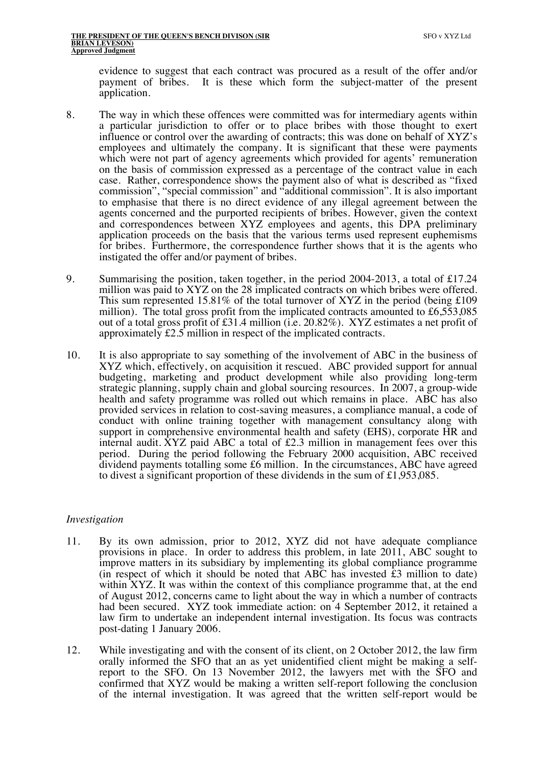evidence to suggest that each contract was procured as a result of the offer and/or payment of bribes. It is these which form the subject-matter of the present application.

8. The way in which these offences were committed was for intermediary agents within a particular jurisdiction to offer or to place bribes with those thought to exert influence or control over the awarding of contracts; this was done on behalf of XYZ's employees and ultimately the company. It is significant that these were payments which were not part of agency agreements which provided for agents' remuneration on the basis of commission expressed as a percentage of the contract value in each case. Rather, correspondence shows the payment also of what is described as "fixed commission", "special commission" and "additional commission". It is also important to emphasise that there is no direct evidence of any illegal agreement between the agents concerned and the purported recipients of bribes. However, given the context and correspondences between XYZ employees and agents, this DPA preliminary application proceeds on the basis that the various terms used represent euphemisms for bribes. Furthermore, the correspondence further shows that it is the agents who instigated the offer and/or payment of bribes.

9. Summarising the position, taken together, in the period 2004-2013, a total of £17.24 million was paid to XYZ on the 28 implicated contracts on which bribes were offered. This sum represented 15.81% of the total turnover of XYZ in the period (being £109 million). The total gross profit from the implicated contracts amounted to £6,553,085 out of a total gross profit of £31.4 million (i.e. 20.82%). XYZ estimates a net profit of approximately £2.5 million in respect of the implicated contracts.

10. It is also appropriate to say something of the involvement of ABC in the business of XYZ which, effectively, on acquisition it rescued. ABC provided support for annual budgeting, marketing and product development while also providing long-term strategic planning, supply chain and global sourcing resources. In 2007, a group-wide health and safety programme was rolled out which remains in place. ABC has also provided services in relation to cost-saving measures, a compliance manual, a code of conduct with online training together with management consultancy along with support in comprehensive environmental health and safety (EHS), corporate HR and internal audit. XYZ paid ABC a total of £2.3 million in management fees over this period. During the period following the February 2000 acquisition, ABC received dividend payments totalling some £6 million. In the circumstances, ABC have agreed to divest a significant proportion of these dividends in the sum of £1,953,085.

*Investigation*

11. By its own admission, prior to 2012, XYZ did not have adequate compliance provisions in place. In order to address this problem, in late 2011, ABC sought to improve matters in its subsidiary by implementing its global compliance programme (in respect of which it should be noted that ABC has invested £3 million to date) within XYZ. It was within the context of this compliance programme that, at the end of August 2012, concerns came to light about the way in which a number of contracts had been secured. XYZ took immediate action: on 4 September 2012, it retained a law firm to undertake an independent internal investigation. Its focus was contracts post-dating 1 January 2006.

12. While investigating and with the consent of its client, on 2 October 2012, the law firm orally informed the SFO that an as yet unidentified client might be making a self-report to the SFO. On 13 November 2012, the lawyers met with the SFO and confirmed that XYZ would be making a written self-report following the conclusion of the internal investigation. It was agreed that the written self-report would be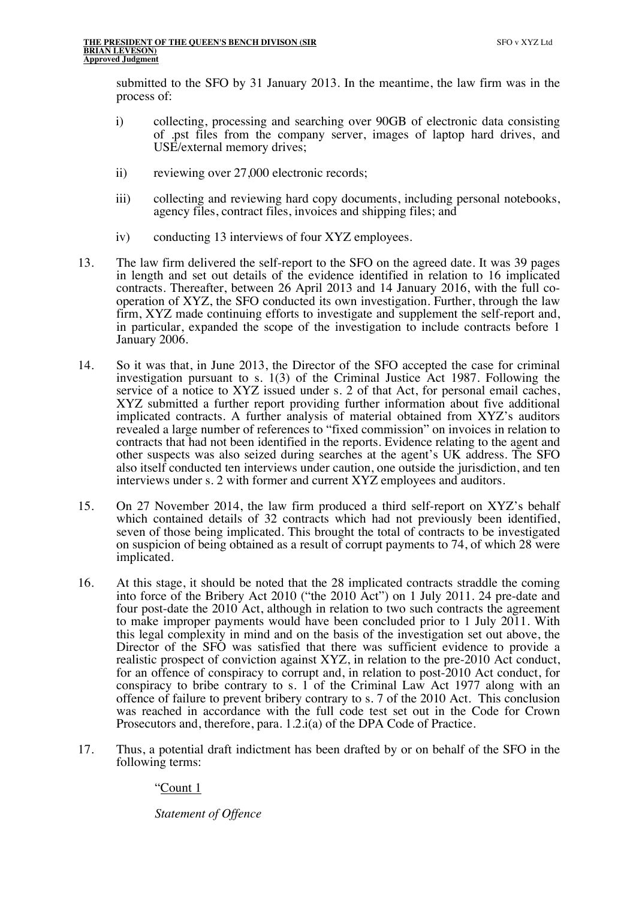submitted to the SFO by 31 January 2013. In the meantime, the law firm was in the process of:

i) collecting, processing and searching over 90GB of electronic data consisting of .pst files from the company server, images of laptop hard drives, and USE/external memory drives;

ii) reviewing over 27,000 electronic records;

iii) collecting and reviewing hard copy documents, including personal notebooks, agency files, contract files, invoices and shipping files; and

iv) conducting 13 interviews of four XYZ employees.

13. The law firm delivered the self-report to the SFO on the agreed date. It was 39 pages in length and set out details of the evidence identified in relation to 16 implicated contracts. Thereafter, between 26 April 2013 and 14 January 2016, with the full co-operation of XYZ, the SFO conducted its own investigation. Further, through the law firm, XYZ made continuing efforts to investigate and supplement the self-report and, in particular, expanded the scope of the investigation to include contracts before 1 January 2006.

14. So it was that, in June 2013, the Director of the SFO accepted the case for criminal investigation pursuant to s. 1(3) of the Criminal Justice Act 1987. Following the service of a notice to XYZ issued under s. 2 of that Act, for personal email caches, XYZ submitted a further report providing further information about five additional implicated contracts. A further analysis of material obtained from XYZ's auditors revealed a large number of references to "fixed commission" on invoices in relation to contracts that had not been identified in the reports. Evidence relating to the agent and other suspects was also seized during searches at the agent's UK address. The SFO also itself conducted ten interviews under caution, one outside the jurisdiction, and ten interviews under s. 2 with former and current XYZ employees and auditors.

15. On 27 November 2014, the law firm produced a third self-report on XYZ's behalf which contained details of 32 contracts which had not previously been identified, seven of those being implicated. This brought the total of contracts to be investigated on suspicion of being obtained as a result of corrupt payments to 74, of which 28 were implicated.

16. At this stage, it should be noted that the 28 implicated contracts straddle the coming into force of the Bribery Act 2010 ("the 2010 Act") on 1 July 2011. 24 pre-date and four post-date the 2010 Act, although in relation to two such contracts the agreement to make improper payments would have been concluded prior to 1 July 2011. With this legal complexity in mind and on the basis of the investigation set out above, the Director of the SFO was satisfied that there was sufficient evidence to provide a realistic prospect of conviction against XYZ, in relation to the pre-2010 Act conduct, for an offence of conspiracy to corrupt and, in relation to post-2010 Act conduct, for conspiracy to bribe contrary to s. 1 of the Criminal Law Act 1977 along with an offence of failure to prevent bribery contrary to s. 7 of the 2010 Act. This conclusion was reached in accordance with the full code test set out in the Code for Crown Prosecutors and, therefore, para. 1.2.i(a) of the DPA Code of Practice.

17. Thus, a potential draft indictment has been drafted by or on behalf of the SFO in the following terms:

> "Count 1
>
> *Statement of Offence*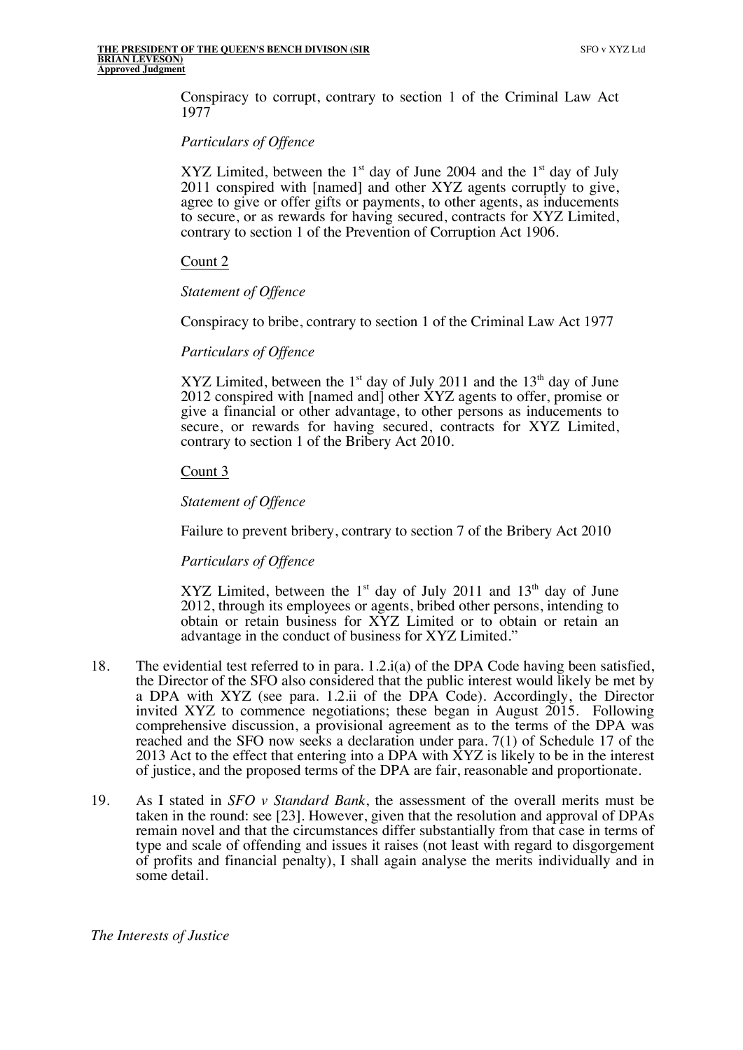Conspiracy to corrupt, contrary to section 1 of the Criminal Law Act 1977

*Particulars of Offence*

XYZ Limited, between the 1st day of June 2004 and the 1st day of July 2011 conspired with [named] and other XYZ agents corruptly to give, agree to give or offer gifts or payments, to other agents, as inducements to secure, or as rewards for having secured, contracts for XYZ Limited, contrary to section 1 of the Prevention of Corruption Act 1906.

Count 2

*Statement of Offence*

Conspiracy to bribe, contrary to section 1 of the Criminal Law Act 1977

*Particulars of Offence*

XYZ Limited, between the 1st day of July 2011 and the 13th day of June 2012 conspired with [named and] other XYZ agents to offer, promise or give a financial or other advantage, to other persons as inducements to secure, or rewards for having secured, contracts for XYZ Limited, contrary to section 1 of the Bribery Act 2010.

Count 3

*Statement of Offence*

Failure to prevent bribery, contrary to section 7 of the Bribery Act 2010

*Particulars of Offence*

XYZ Limited, between the 1st day of July 2011 and 13th day of June 2012, through its employees or agents, bribed other persons, intending to obtain or retain business for XYZ Limited or to obtain or retain an advantage in the conduct of business for XYZ Limited."

18. The evidential test referred to in para. 1.2.i(a) of the DPA Code having been satisfied, the Director of the SFO also considered that the public interest would likely be met by a DPA with XYZ (see para. 1.2.ii of the DPA Code). Accordingly, the Director invited XYZ to commence negotiations; these began in August 2015. Following comprehensive discussion, a provisional agreement as to the terms of the DPA was reached and the SFO now seeks a declaration under para. 7(1) of Schedule 17 of the 2013 Act to the effect that entering into a DPA with XYZ is likely to be in the interest of justice, and the proposed terms of the DPA are fair, reasonable and proportionate.

19. As I stated in *SFO v Standard Bank*, the assessment of the overall merits must be taken in the round: see [23]. However, given that the resolution and approval of DPAs remain novel and that the circumstances differ substantially from that case in terms of type and scale of offending and issues it raises (not least with regard to disgorgement of profits and financial penalty), I shall again analyse the merits individually and in some detail.

*The Interests of Justice*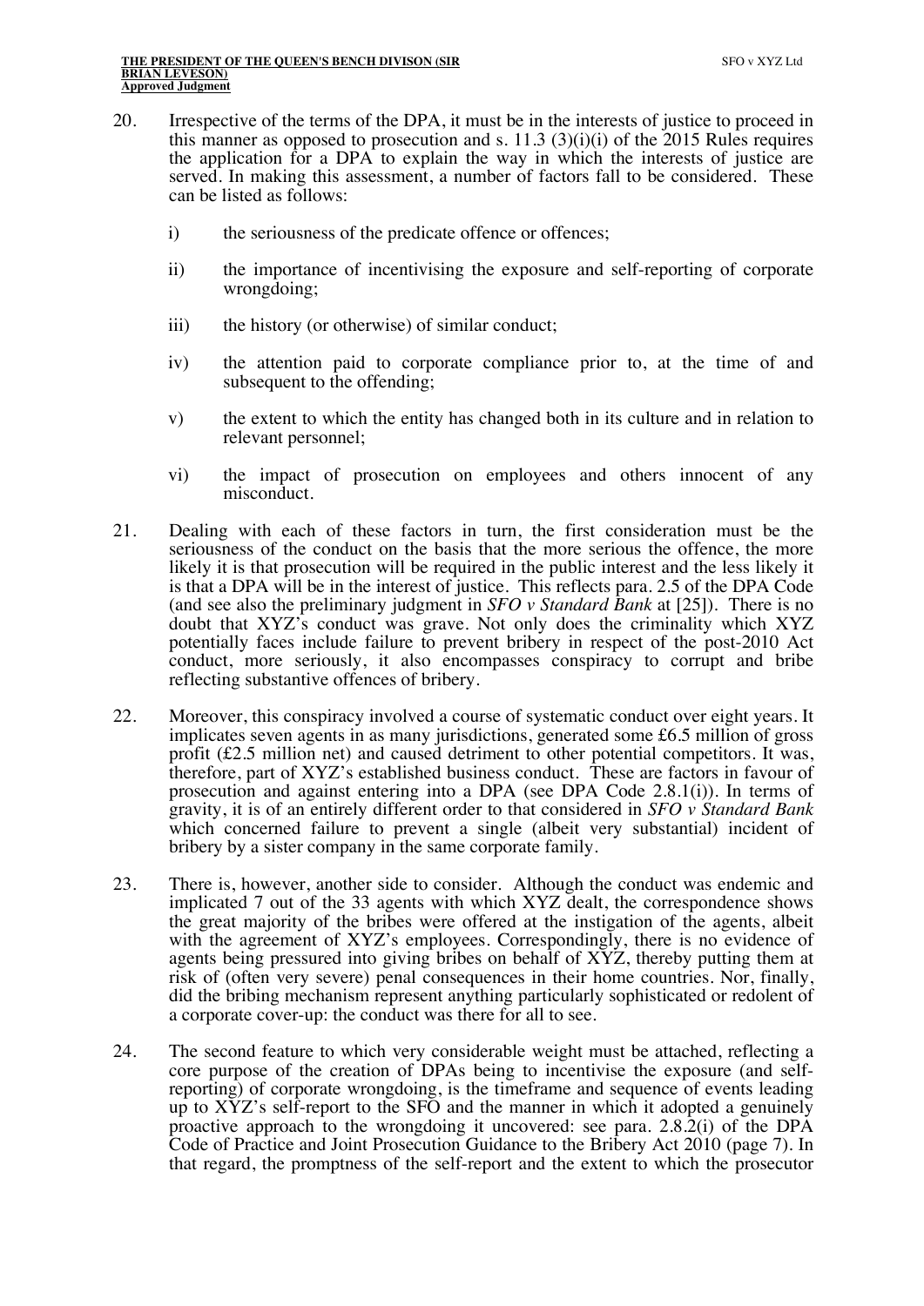20. Irrespective of the terms of the DPA, it must be in the interests of justice to proceed in this manner as opposed to prosecution and s. 11.3 (3)(i)(i) of the 2015 Rules requires the application for a DPA to explain the way in which the interests of justice are served. In making this assessment, a number of factors fall to be considered. These can be listed as follows:

    i) the seriousness of the predicate offence or offences;

    ii) the importance of incentivising the exposure and self-reporting of corporate wrongdoing;

    iii) the history (or otherwise) of similar conduct;

    iv) the attention paid to corporate compliance prior to, at the time of and subsequent to the offending;

    v) the extent to which the entity has changed both in its culture and in relation to relevant personnel;

    vi) the impact of prosecution on employees and others innocent of any misconduct.

21. Dealing with each of these factors in turn, the first consideration must be the seriousness of the conduct on the basis that the more serious the offence, the more likely it is that prosecution will be required in the public interest and the less likely it is that a DPA will be in the interest of justice. This reflects para. 2.5 of the DPA Code (and see also the preliminary judgment in *SFO v Standard Bank* at [25]). There is no doubt that XYZ's conduct was grave. Not only does the criminality which XYZ potentially faces include failure to prevent bribery in respect of the post-2010 Act conduct, more seriously, it also encompasses conspiracy to corrupt and bribe reflecting substantive offences of bribery.

22. Moreover, this conspiracy involved a course of systematic conduct over eight years. It implicates seven agents in as many jurisdictions, generated some £6.5 million of gross profit (£2.5 million net) and caused detriment to other potential competitors. It was, therefore, part of XYZ's established business conduct. These are factors in favour of prosecution and against entering into a DPA (see DPA Code 2.8.1(i)). In terms of gravity, it is of an entirely different order to that considered in *SFO v Standard Bank* which concerned failure to prevent a single (albeit very substantial) incident of bribery by a sister company in the same corporate family.

23. There is, however, another side to consider. Although the conduct was endemic and implicated 7 out of the 33 agents with which XYZ dealt, the correspondence shows the great majority of the bribes were offered at the instigation of the agents, albeit with the agreement of XYZ's employees. Correspondingly, there is no evidence of agents being pressured into giving bribes on behalf of XYZ, thereby putting them at risk of (often very severe) penal consequences in their home countries. Nor, finally, did the bribing mechanism represent anything particularly sophisticated or redolent of a corporate cover-up: the conduct was there for all to see.

24. The second feature to which very considerable weight must be attached, reflecting a core purpose of the creation of DPAs being to incentivise the exposure (and self-reporting) of corporate wrongdoing, is the timeframe and sequence of events leading up to XYZ's self-report to the SFO and the manner in which it adopted a genuinely proactive approach to the wrongdoing it uncovered: see para. 2.8.2(i) of the DPA Code of Practice and Joint Prosecution Guidance to the Bribery Act 2010 (page 7). In that regard, the promptness of the self-report and the extent to which the prosecutor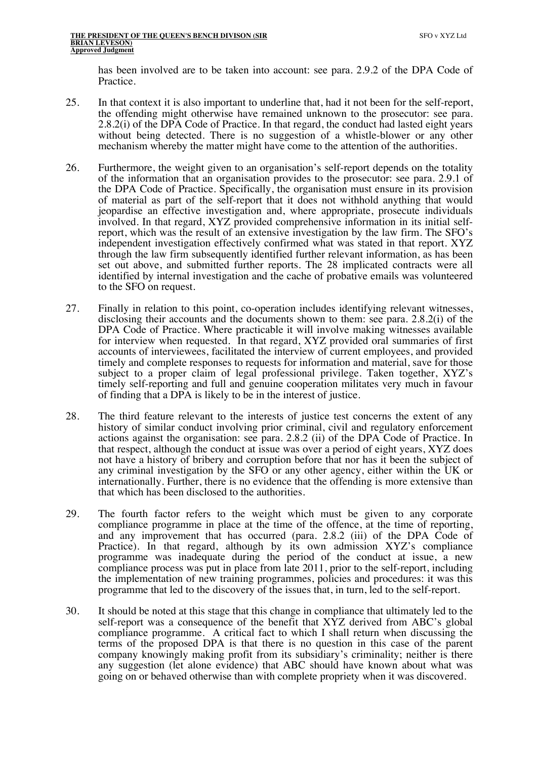has been involved are to be taken into account: see para. 2.9.2 of the DPA Code of Practice.

25. In that context it is also important to underline that, had it not been for the self-report, the offending might otherwise have remained unknown to the prosecutor: see para. 2.8.2(i) of the DPA Code of Practice. In that regard, the conduct had lasted eight years without being detected. There is no suggestion of a whistle-blower or any other mechanism whereby the matter might have come to the attention of the authorities.

26. Furthermore, the weight given to an organisation's self-report depends on the totality of the information that an organisation provides to the prosecutor: see para. 2.9.1 of the DPA Code of Practice. Specifically, the organisation must ensure in its provision of material as part of the self-report that it does not withhold anything that would jeopardise an effective investigation and, where appropriate, prosecute individuals involved. In that regard, XYZ provided comprehensive information in its initial self-report, which was the result of an extensive investigation by the law firm. The SFO's independent investigation effectively confirmed what was stated in that report. XYZ through the law firm subsequently identified further relevant information, as has been set out above, and submitted further reports. The 28 implicated contracts were all identified by internal investigation and the cache of probative emails was volunteered to the SFO on request.

27. Finally in relation to this point, co-operation includes identifying relevant witnesses, disclosing their accounts and the documents shown to them: see para. 2.8.2(i) of the DPA Code of Practice. Where practicable it will involve making witnesses available for interview when requested. In that regard, XYZ provided oral summaries of first accounts of interviewees, facilitated the interview of current employees, and provided timely and complete responses to requests for information and material, save for those subject to a proper claim of legal professional privilege. Taken together, XYZ's timely self-reporting and full and genuine cooperation militates very much in favour of finding that a DPA is likely to be in the interest of justice.

28. The third feature relevant to the interests of justice test concerns the extent of any history of similar conduct involving prior criminal, civil and regulatory enforcement actions against the organisation: see para. 2.8.2 (ii) of the DPA Code of Practice. In that respect, although the conduct at issue was over a period of eight years, XYZ does not have a history of bribery and corruption before that nor has it been the subject of any criminal investigation by the SFO or any other agency, either within the UK or internationally. Further, there is no evidence that the offending is more extensive than that which has been disclosed to the authorities.

29. The fourth factor refers to the weight which must be given to any corporate compliance programme in place at the time of the offence, at the time of reporting, and any improvement that has occurred (para. 2.8.2 (iii) of the DPA Code of Practice). In that regard, although by its own admission XYZ's compliance programme was inadequate during the period of the conduct at issue, a new compliance process was put in place from late 2011, prior to the self-report, including the implementation of new training programmes, policies and procedures: it was this programme that led to the discovery of the issues that, in turn, led to the self-report.

30. It should be noted at this stage that this change in compliance that ultimately led to the self-report was a consequence of the benefit that XYZ derived from ABC's global compliance programme. A critical fact to which I shall return when discussing the terms of the proposed DPA is that there is no question in this case of the parent company knowingly making profit from its subsidiary's criminality; neither is there any suggestion (let alone evidence) that ABC should have known about what was going on or behaved otherwise than with complete propriety when it was discovered.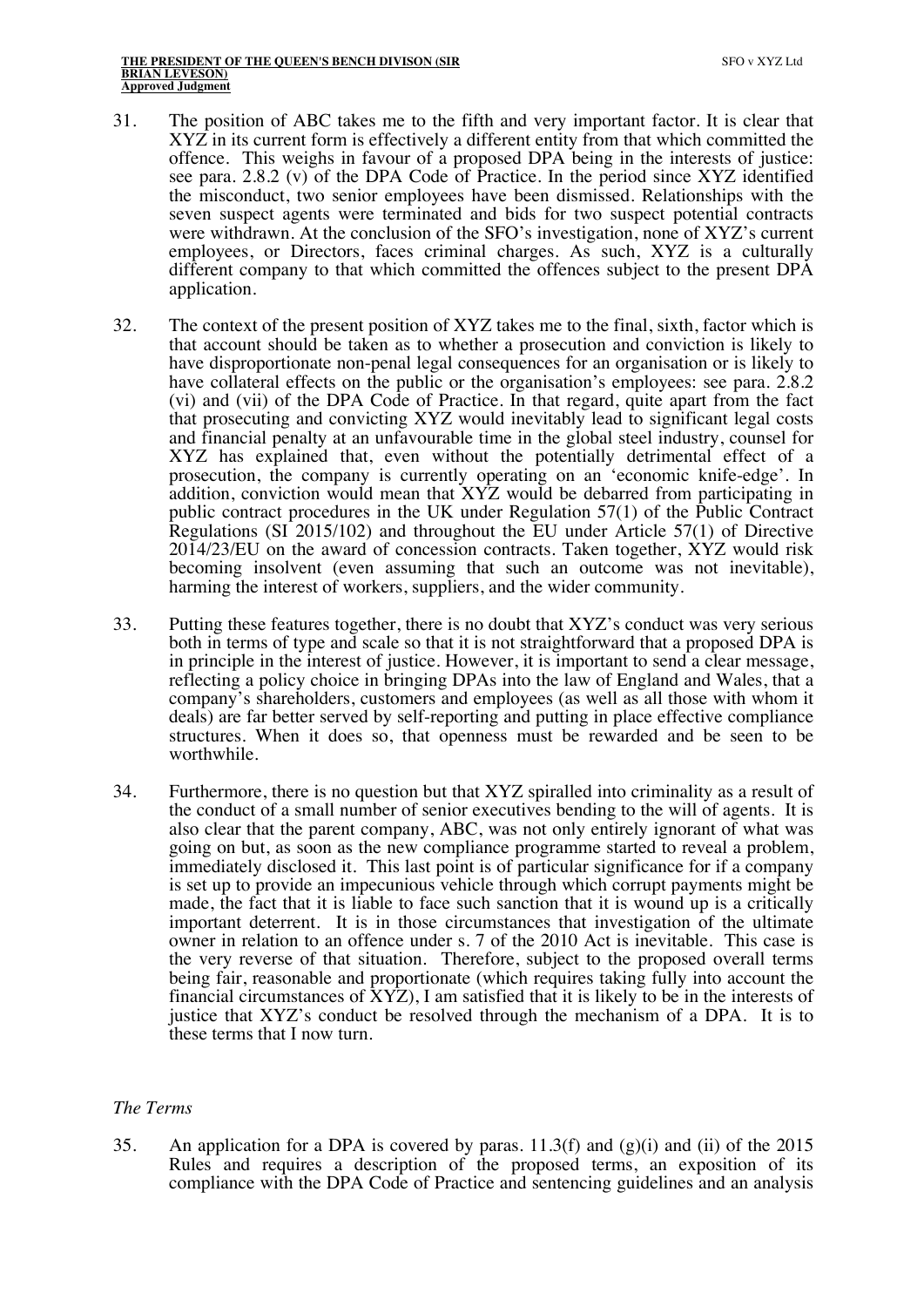31. The position of ABC takes me to the fifth and very important factor. It is clear that XYZ in its current form is effectively a different entity from that which committed the offence. This weighs in favour of a proposed DPA being in the interests of justice: see para. 2.8.2 (v) of the DPA Code of Practice. In the period since XYZ identified the misconduct, two senior employees have been dismissed. Relationships with the seven suspect agents were terminated and bids for two suspect potential contracts were withdrawn. At the conclusion of the SFO's investigation, none of XYZ's current employees, or Directors, faces criminal charges. As such, XYZ is a culturally different company to that which committed the offences subject to the present DPA application.

32. The context of the present position of XYZ takes me to the final, sixth, factor which is that account should be taken as to whether a prosecution and conviction is likely to have disproportionate non-penal legal consequences for an organisation or is likely to have collateral effects on the public or the organisation's employees: see para. 2.8.2 (vi) and (vii) of the DPA Code of Practice. In that regard, quite apart from the fact that prosecuting and convicting XYZ would inevitably lead to significant legal costs and financial penalty at an unfavourable time in the global steel industry, counsel for XYZ has explained that, even without the potentially detrimental effect of a prosecution, the company is currently operating on an 'economic knife-edge'. In addition, conviction would mean that XYZ would be debarred from participating in public contract procedures in the UK under Regulation 57(1) of the Public Contract Regulations (SI 2015/102) and throughout the EU under Article 57(1) of Directive 2014/23/EU on the award of concession contracts. Taken together, XYZ would risk becoming insolvent (even assuming that such an outcome was not inevitable), harming the interest of workers, suppliers, and the wider community.

33. Putting these features together, there is no doubt that XYZ's conduct was very serious both in terms of type and scale so that it is not straightforward that a proposed DPA is in principle in the interest of justice. However, it is important to send a clear message, reflecting a policy choice in bringing DPAs into the law of England and Wales, that a company's shareholders, customers and employees (as well as all those with whom it deals) are far better served by self-reporting and putting in place effective compliance structures. When it does so, that openness must be rewarded and be seen to be worthwhile.

34. Furthermore, there is no question but that XYZ spiralled into criminality as a result of the conduct of a small number of senior executives bending to the will of agents. It is also clear that the parent company, ABC, was not only entirely ignorant of what was going on but, as soon as the new compliance programme started to reveal a problem, immediately disclosed it. This last point is of particular significance for if a company is set up to provide an impecunious vehicle through which corrupt payments might be made, the fact that it is liable to face such sanction that it is wound up is a critically important deterrent. It is in those circumstances that investigation of the ultimate owner in relation to an offence under s. 7 of the 2010 Act is inevitable. This case is the very reverse of that situation. Therefore, subject to the proposed overall terms being fair, reasonable and proportionate (which requires taking fully into account the financial circumstances of XYZ), I am satisfied that it is likely to be in the interests of justice that XYZ's conduct be resolved through the mechanism of a DPA. It is to these terms that I now turn.

*The Terms*

35. An application for a DPA is covered by paras. 11.3(f) and (g)(i) and (ii) of the 2015 Rules and requires a description of the proposed terms, an exposition of its compliance with the DPA Code of Practice and sentencing guidelines and an analysis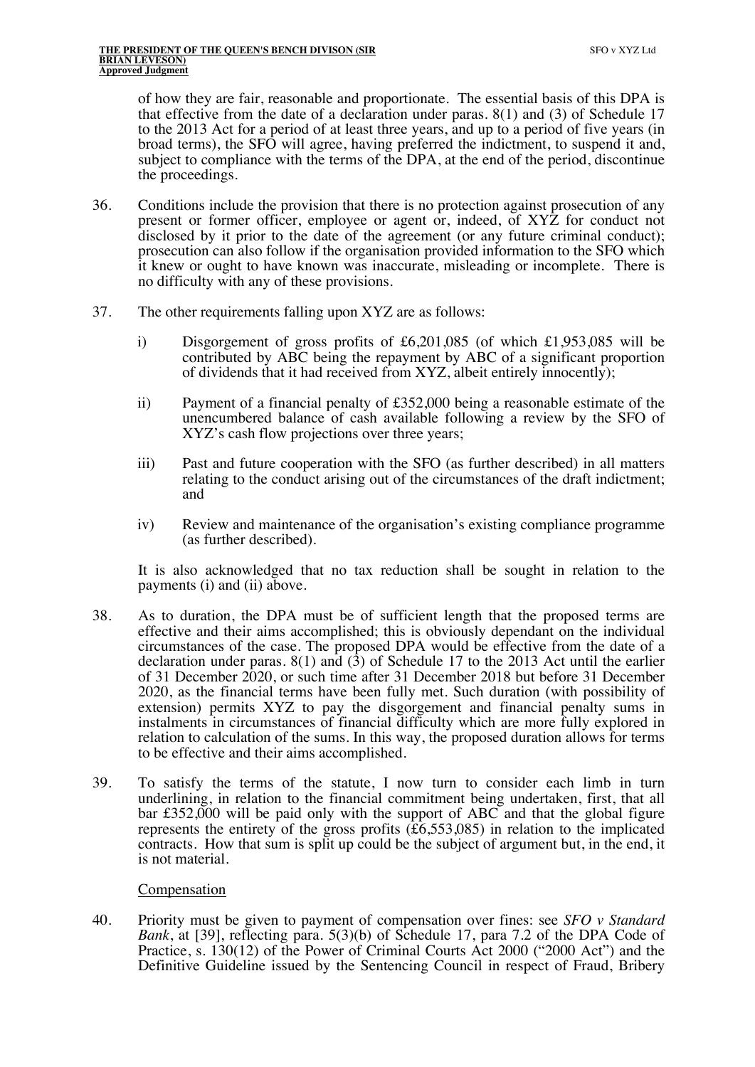of how they are fair, reasonable and proportionate. The essential basis of this DPA is that effective from the date of a declaration under paras. 8(1) and (3) of Schedule 17 to the 2013 Act for a period of at least three years, and up to a period of five years (in broad terms), the SFO will agree, having preferred the indictment, to suspend it and, subject to compliance with the terms of the DPA, at the end of the period, discontinue the proceedings.

36. Conditions include the provision that there is no protection against prosecution of any present or former officer, employee or agent or, indeed, of XYZ for conduct not disclosed by it prior to the date of the agreement (or any future criminal conduct); prosecution can also follow if the organisation provided information to the SFO which it knew or ought to have known was inaccurate, misleading or incomplete. There is no difficulty with any of these provisions.

37. The other requirements falling upon XYZ are as follows:

    i) Disgorgement of gross profits of £6,201,085 (of which £1,953,085 will be contributed by ABC being the repayment by ABC of a significant proportion of dividends that it had received from XYZ, albeit entirely innocently);

    ii) Payment of a financial penalty of £352,000 being a reasonable estimate of the unencumbered balance of cash available following a review by the SFO of XYZ's cash flow projections over three years;

    iii) Past and future cooperation with the SFO (as further described) in all matters relating to the conduct arising out of the circumstances of the draft indictment; and

    iv) Review and maintenance of the organisation's existing compliance programme (as further described).

    It is also acknowledged that no tax reduction shall be sought in relation to the payments (i) and (ii) above.

38. As to duration, the DPA must be of sufficient length that the proposed terms are effective and their aims accomplished; this is obviously dependant on the individual circumstances of the case. The proposed DPA would be effective from the date of a declaration under paras. 8(1) and (3) of Schedule 17 to the 2013 Act until the earlier of 31 December 2020, or such time after 31 December 2018 but before 31 December 2020, as the financial terms have been fully met. Such duration (with possibility of extension) permits XYZ to pay the disgorgement and financial penalty sums in instalments in circumstances of financial difficulty which are more fully explored in relation to calculation of the sums. In this way, the proposed duration allows for terms to be effective and their aims accomplished.

39. To satisfy the terms of the statute, I now turn to consider each limb in turn underlining, in relation to the financial commitment being undertaken, first, that all bar £352,000 will be paid only with the support of ABC and that the global figure represents the entirety of the gross profits (£6,553,085) in relation to the implicated contracts. How that sum is split up could be the subject of argument but, in the end, it is not material.

<u>Compensation</u>

40. Priority must be given to payment of compensation over fines: see *SFO v Standard Bank*, at [39], reflecting para. 5(3)(b) of Schedule 17, para 7.2 of the DPA Code of Practice, s. 130(12) of the Power of Criminal Courts Act 2000 ("2000 Act") and the Definitive Guideline issued by the Sentencing Council in respect of Fraud, Bribery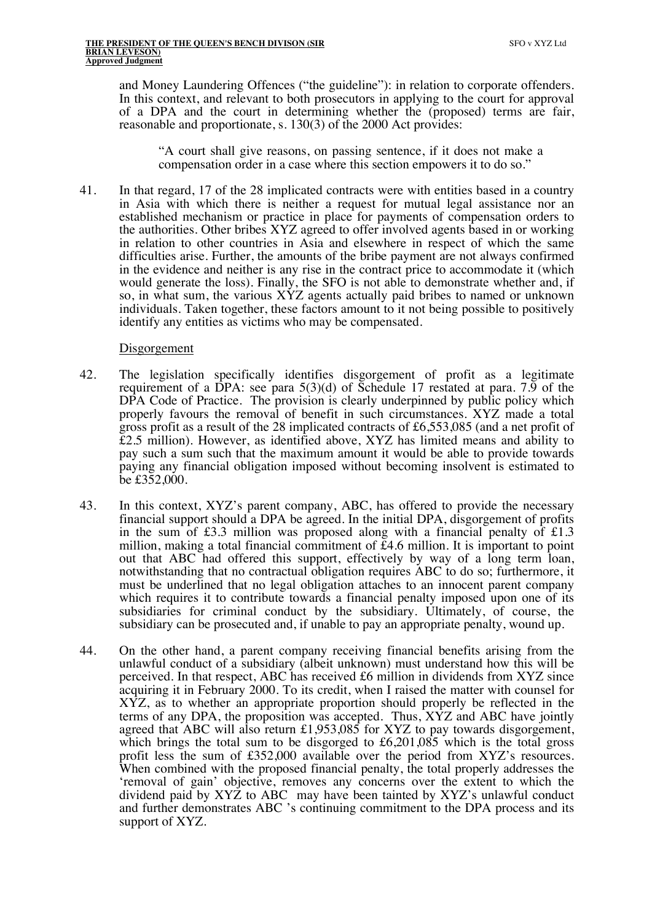and Money Laundering Offences ("the guideline"): in relation to corporate offenders. In this context, and relevant to both prosecutors in applying to the court for approval of a DPA and the court in determining whether the (proposed) terms are fair, reasonable and proportionate, s. 130(3) of the 2000 Act provides:

> "A court shall give reasons, on passing sentence, if it does not make a compensation order in a case where this section empowers it to do so."

41. In that regard, 17 of the 28 implicated contracts were with entities based in a country in Asia with which there is neither a request for mutual legal assistance nor an established mechanism or practice in place for payments of compensation orders to the authorities. Other bribes XYZ agreed to offer involved agents based in or working in relation to other countries in Asia and elsewhere in respect of which the same difficulties arise. Further, the amounts of the bribe payment are not always confirmed in the evidence and neither is any rise in the contract price to accommodate it (which would generate the loss). Finally, the SFO is not able to demonstrate whether and, if so, in what sum, the various XYZ agents actually paid bribes to named or unknown individuals. Taken together, these factors amount to it not being possible to positively identify any entities as victims who may be compensated.

Disgorgement

42. The legislation specifically identifies disgorgement of profit as a legitimate requirement of a DPA: see para 5(3)(d) of Schedule 17 restated at para. 7.9 of the DPA Code of Practice. The provision is clearly underpinned by public policy which properly favours the removal of benefit in such circumstances. XYZ made a total gross profit as a result of the 28 implicated contracts of £6,553,085 (and a net profit of £2.5 million). However, as identified above, XYZ has limited means and ability to pay such a sum such that the maximum amount it would be able to provide towards paying any financial obligation imposed without becoming insolvent is estimated to be £352,000.

43. In this context, XYZ's parent company, ABC, has offered to provide the necessary financial support should a DPA be agreed. In the initial DPA, disgorgement of profits in the sum of £3.3 million was proposed along with a financial penalty of £1.3 million, making a total financial commitment of £4.6 million. It is important to point out that ABC had offered this support, effectively by way of a long term loan, notwithstanding that no contractual obligation requires ABC to do so; furthermore, it must be underlined that no legal obligation attaches to an innocent parent company which requires it to contribute towards a financial penalty imposed upon one of its subsidiaries for criminal conduct by the subsidiary. Ultimately, of course, the subsidiary can be prosecuted and, if unable to pay an appropriate penalty, wound up.

44. On the other hand, a parent company receiving financial benefits arising from the unlawful conduct of a subsidiary (albeit unknown) must understand how this will be perceived. In that respect, ABC has received £6 million in dividends from XYZ since acquiring it in February 2000. To its credit, when I raised the matter with counsel for XYZ, as to whether an appropriate proportion should properly be reflected in the terms of any DPA, the proposition was accepted. Thus, XYZ and ABC have jointly agreed that ABC will also return £1,953,085 for XYZ to pay towards disgorgement, which brings the total sum to be disgorged to £6,201,085 which is the total gross profit less the sum of £352,000 available over the period from XYZ's resources. When combined with the proposed financial penalty, the total properly addresses the 'removal of gain' objective, removes any concerns over the extent to which the dividend paid by XYZ to ABC may have been tainted by XYZ's unlawful conduct and further demonstrates ABC 's continuing commitment to the DPA process and its support of XYZ.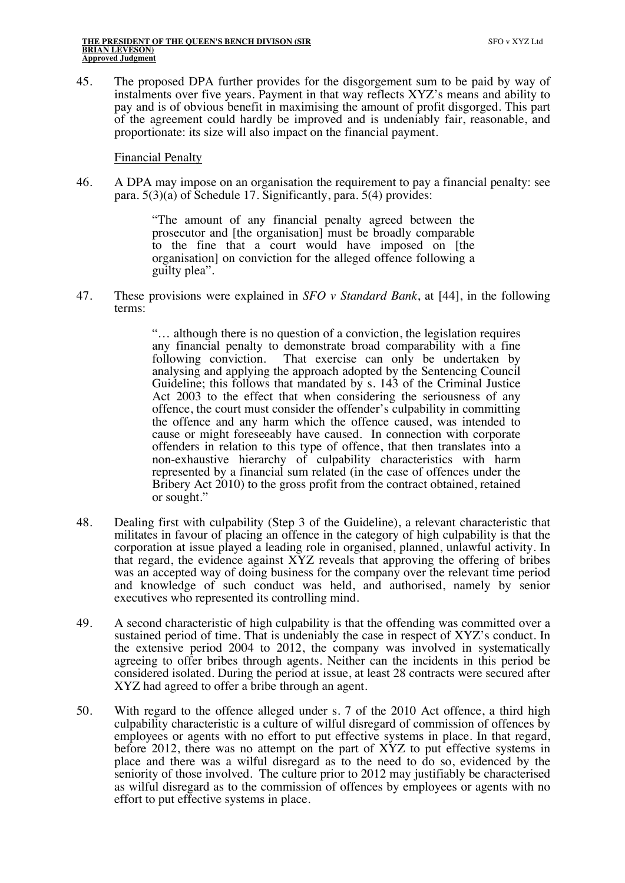45. The proposed DPA further provides for the disgorgement sum to be paid by way of instalments over five years. Payment in that way reflects XYZ's means and ability to pay and is of obvious benefit in maximising the amount of profit disgorged. This part of the agreement could hardly be improved and is undeniably fair, reasonable, and proportionate: its size will also impact on the financial payment.

<u>Financial Penalty</u>

46. A DPA may impose on an organisation the requirement to pay a financial penalty: see para. 5(3)(a) of Schedule 17. Significantly, para. 5(4) provides:

> "The amount of any financial penalty agreed between the prosecutor and [the organisation] must be broadly comparable to the fine that a court would have imposed on [the organisation] on conviction for the alleged offence following a guilty plea".

47. These provisions were explained in *SFO v Standard Bank*, at [44], in the following terms:

> "… although there is no question of a conviction, the legislation requires any financial penalty to demonstrate broad comparability with a fine following conviction. That exercise can only be undertaken by analysing and applying the approach adopted by the Sentencing Council Guideline; this follows that mandated by s. 143 of the Criminal Justice Act 2003 to the effect that when considering the seriousness of any offence, the court must consider the offender's culpability in committing the offence and any harm which the offence caused, was intended to cause or might foreseeably have caused. In connection with corporate offenders in relation to this type of offence, that then translates into a non-exhaustive hierarchy of culpability characteristics with harm represented by a financial sum related (in the case of offences under the Bribery Act 2010) to the gross profit from the contract obtained, retained or sought."

48. Dealing first with culpability (Step 3 of the Guideline), a relevant characteristic that militates in favour of placing an offence in the category of high culpability is that the corporation at issue played a leading role in organised, planned, unlawful activity. In that regard, the evidence against XYZ reveals that approving the offering of bribes was an accepted way of doing business for the company over the relevant time period and knowledge of such conduct was held, and authorised, namely by senior executives who represented its controlling mind.

49. A second characteristic of high culpability is that the offending was committed over a sustained period of time. That is undeniably the case in respect of XYZ's conduct. In the extensive period 2004 to 2012, the company was involved in systematically agreeing to offer bribes through agents. Neither can the incidents in this period be considered isolated. During the period at issue, at least 28 contracts were secured after XYZ had agreed to offer a bribe through an agent.

50. With regard to the offence alleged under s. 7 of the 2010 Act offence, a third high culpability characteristic is a culture of wilful disregard of commission of offences by employees or agents with no effort to put effective systems in place. In that regard, before 2012, there was no attempt on the part of XYZ to put effective systems in place and there was a wilful disregard as to the need to do so, evidenced by the seniority of those involved. The culture prior to 2012 may justifiably be characterised as wilful disregard as to the commission of offences by employees or agents with no effort to put effective systems in place.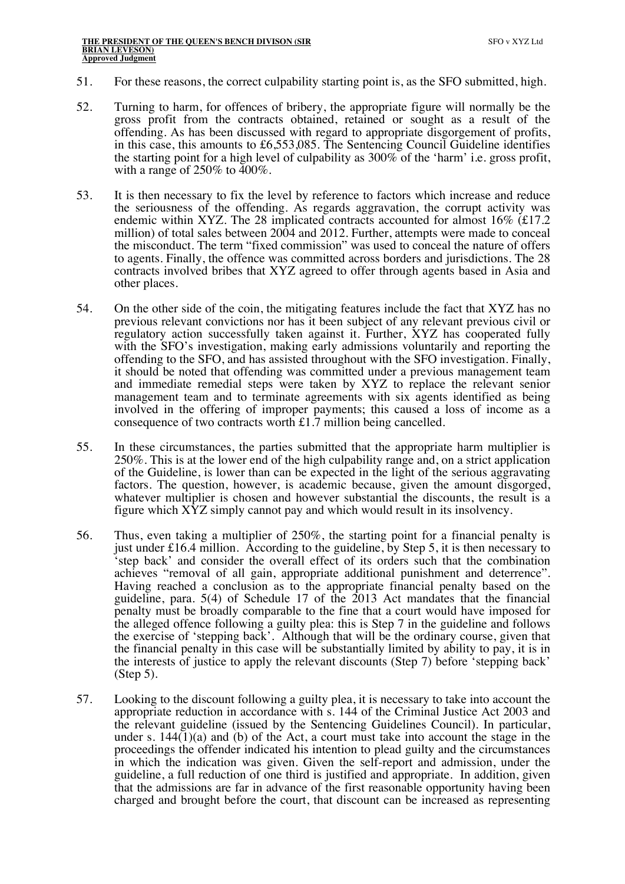51. For these reasons, the correct culpability starting point is, as the SFO submitted, high.

52. Turning to harm, for offences of bribery, the appropriate figure will normally be the gross profit from the contracts obtained, retained or sought as a result of the offending. As has been discussed with regard to appropriate disgorgement of profits, in this case, this amounts to £6,553,085. The Sentencing Council Guideline identifies the starting point for a high level of culpability as 300% of the 'harm' i.e. gross profit, with a range of 250% to 400%.

53. It is then necessary to fix the level by reference to factors which increase and reduce the seriousness of the offending. As regards aggravation, the corrupt activity was endemic within XYZ. The 28 implicated contracts accounted for almost 16% (£17.2 million) of total sales between 2004 and 2012. Further, attempts were made to conceal the misconduct. The term "fixed commission" was used to conceal the nature of offers to agents. Finally, the offence was committed across borders and jurisdictions. The 28 contracts involved bribes that XYZ agreed to offer through agents based in Asia and other places.

54. On the other side of the coin, the mitigating features include the fact that XYZ has no previous relevant convictions nor has it been subject of any relevant previous civil or regulatory action successfully taken against it. Further, XYZ has cooperated fully with the SFO's investigation, making early admissions voluntarily and reporting the offending to the SFO, and has assisted throughout with the SFO investigation. Finally, it should be noted that offending was committed under a previous management team and immediate remedial steps were taken by XYZ to replace the relevant senior management team and to terminate agreements with six agents identified as being involved in the offering of improper payments; this caused a loss of income as a consequence of two contracts worth £1.7 million being cancelled.

55. In these circumstances, the parties submitted that the appropriate harm multiplier is 250%. This is at the lower end of the high culpability range and, on a strict application of the Guideline, is lower than can be expected in the light of the serious aggravating factors. The question, however, is academic because, given the amount disgorged, whatever multiplier is chosen and however substantial the discounts, the result is a figure which XYZ simply cannot pay and which would result in its insolvency.

56. Thus, even taking a multiplier of 250%, the starting point for a financial penalty is just under £16.4 million. According to the guideline, by Step 5, it is then necessary to 'step back' and consider the overall effect of its orders such that the combination achieves "removal of all gain, appropriate additional punishment and deterrence". Having reached a conclusion as to the appropriate financial penalty based on the guideline, para. 5(4) of Schedule 17 of the 2013 Act mandates that the financial penalty must be broadly comparable to the fine that a court would have imposed for the alleged offence following a guilty plea: this is Step 7 in the guideline and follows the exercise of 'stepping back'. Although that will be the ordinary course, given that the financial penalty in this case will be substantially limited by ability to pay, it is in the interests of justice to apply the relevant discounts (Step 7) before 'stepping back' (Step 5).

57. Looking to the discount following a guilty plea, it is necessary to take into account the appropriate reduction in accordance with s. 144 of the Criminal Justice Act 2003 and the relevant guideline (issued by the Sentencing Guidelines Council). In particular, under s. 144(1)(a) and (b) of the Act, a court must take into account the stage in the proceedings the offender indicated his intention to plead guilty and the circumstances in which the indication was given. Given the self-report and admission, under the guideline, a full reduction of one third is justified and appropriate. In addition, given that the admissions are far in advance of the first reasonable opportunity having been charged and brought before the court, that discount can be increased as representing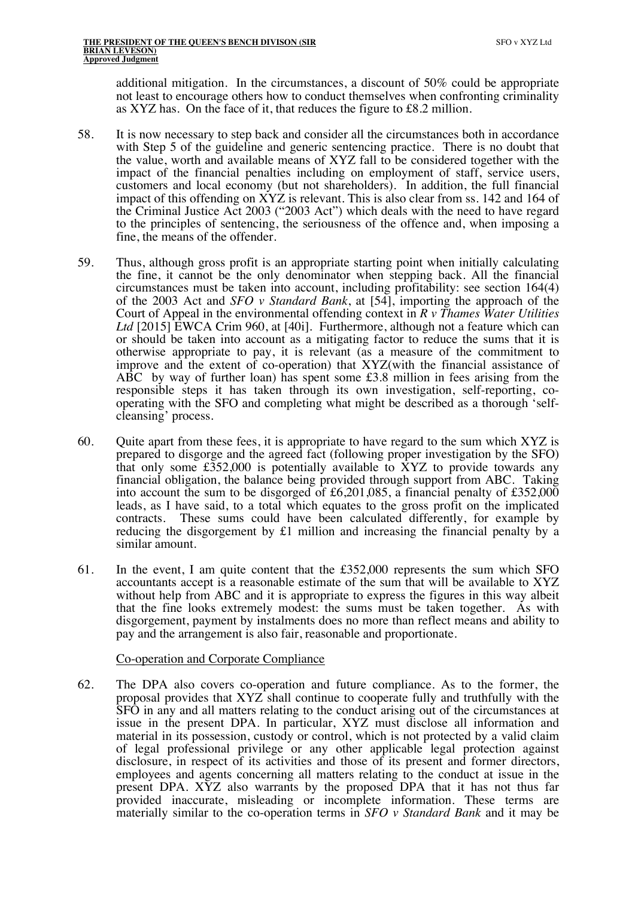additional mitigation. In the circumstances, a discount of 50% could be appropriate not least to encourage others how to conduct themselves when confronting criminality as XYZ has. On the face of it, that reduces the figure to £8.2 million.

58. It is now necessary to step back and consider all the circumstances both in accordance with Step 5 of the guideline and generic sentencing practice. There is no doubt that the value, worth and available means of XYZ fall to be considered together with the impact of the financial penalties including on employment of staff, service users, customers and local economy (but not shareholders). In addition, the full financial impact of this offending on XYZ is relevant. This is also clear from ss. 142 and 164 of the Criminal Justice Act 2003 ("2003 Act") which deals with the need to have regard to the principles of sentencing, the seriousness of the offence and, when imposing a fine, the means of the offender.

59. Thus, although gross profit is an appropriate starting point when initially calculating the fine, it cannot be the only denominator when stepping back. All the financial circumstances must be taken into account, including profitability: see section 164(4) of the 2003 Act and *SFO v Standard Bank*, at [54], importing the approach of the Court of Appeal in the environmental offending context in *R v Thames Water Utilities Ltd* [2015] EWCA Crim 960, at [40i]. Furthermore, although not a feature which can or should be taken into account as a mitigating factor to reduce the sums that it is otherwise appropriate to pay, it is relevant (as a measure of the commitment to improve and the extent of co-operation) that XYZ(with the financial assistance of ABC by way of further loan) has spent some £3.8 million in fees arising from the responsible steps it has taken through its own investigation, self-reporting, co-operating with the SFO and completing what might be described as a thorough 'self-cleansing' process.

60. Quite apart from these fees, it is appropriate to have regard to the sum which XYZ is prepared to disgorge and the agreed fact (following proper investigation by the SFO) that only some £352,000 is potentially available to XYZ to provide towards any financial obligation, the balance being provided through support from ABC. Taking into account the sum to be disgorged of £6,201,085, a financial penalty of £352,000 leads, as I have said, to a total which equates to the gross profit on the implicated contracts. These sums could have been calculated differently, for example by reducing the disgorgement by £1 million and increasing the financial penalty by a similar amount.

61. In the event, I am quite content that the £352,000 represents the sum which SFO accountants accept is a reasonable estimate of the sum that will be available to XYZ without help from ABC and it is appropriate to express the figures in this way albeit that the fine looks extremely modest: the sums must be taken together. As with disgorgement, payment by instalments does no more than reflect means and ability to pay and the arrangement is also fair, reasonable and proportionate.

<u>Co-operation and Corporate Compliance</u>

62. The DPA also covers co-operation and future compliance. As to the former, the proposal provides that XYZ shall continue to cooperate fully and truthfully with the SFO in any and all matters relating to the conduct arising out of the circumstances at issue in the present DPA. In particular, XYZ must disclose all information and material in its possession, custody or control, which is not protected by a valid claim of legal professional privilege or any other applicable legal protection against disclosure, in respect of its activities and those of its present and former directors, employees and agents concerning all matters relating to the conduct at issue in the present DPA. XYZ also warrants by the proposed DPA that it has not thus far provided inaccurate, misleading or incomplete information. These terms are materially similar to the co-operation terms in *SFO v Standard Bank* and it may be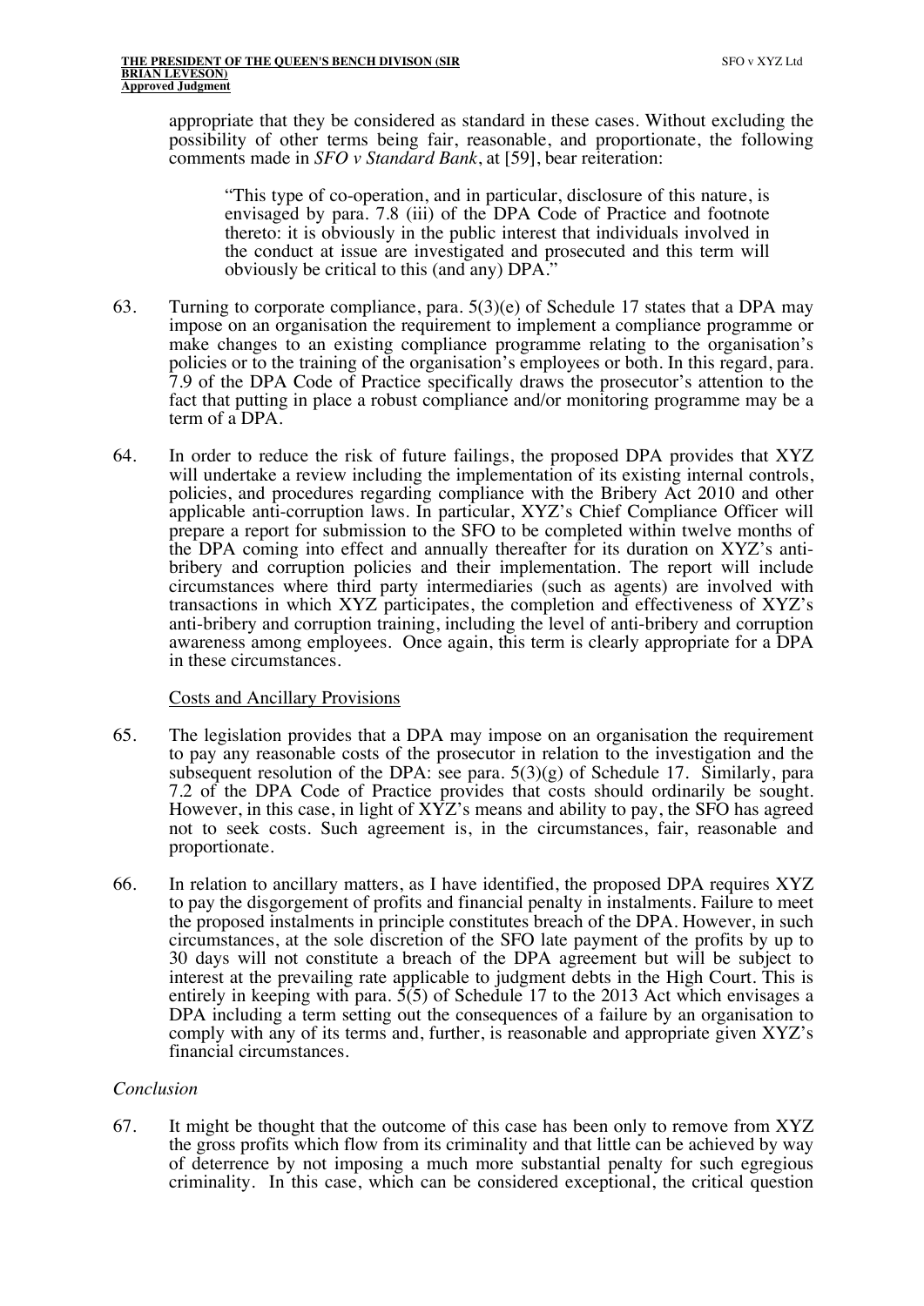appropriate that they be considered as standard in these cases. Without excluding the possibility of other terms being fair, reasonable, and proportionate, the following comments made in *SFO v Standard Bank*, at [59], bear reiteration:

> "This type of co-operation, and in particular, disclosure of this nature, is envisaged by para. 7.8 (iii) of the DPA Code of Practice and footnote thereto: it is obviously in the public interest that individuals involved in the conduct at issue are investigated and prosecuted and this term will obviously be critical to this (and any) DPA."

63. Turning to corporate compliance, para. 5(3)(e) of Schedule 17 states that a DPA may impose on an organisation the requirement to implement a compliance programme or make changes to an existing compliance programme relating to the organisation's policies or to the training of the organisation's employees or both. In this regard, para. 7.9 of the DPA Code of Practice specifically draws the prosecutor's attention to the fact that putting in place a robust compliance and/or monitoring programme may be a term of a DPA.

64. In order to reduce the risk of future failings, the proposed DPA provides that XYZ will undertake a review including the implementation of its existing internal controls, policies, and procedures regarding compliance with the Bribery Act 2010 and other applicable anti-corruption laws. In particular, XYZ's Chief Compliance Officer will prepare a report for submission to the SFO to be completed within twelve months of the DPA coming into effect and annually thereafter for its duration on XYZ's anti-bribery and corruption policies and their implementation. The report will include circumstances where third party intermediaries (such as agents) are involved with transactions in which XYZ participates, the completion and effectiveness of XYZ's anti-bribery and corruption training, including the level of anti-bribery and corruption awareness among employees. Once again, this term is clearly appropriate for a DPA in these circumstances.

Costs and Ancillary Provisions

65. The legislation provides that a DPA may impose on an organisation the requirement to pay any reasonable costs of the prosecutor in relation to the investigation and the subsequent resolution of the DPA: see para. 5(3)(g) of Schedule 17. Similarly, para 7.2 of the DPA Code of Practice provides that costs should ordinarily be sought. However, in this case, in light of XYZ's means and ability to pay, the SFO has agreed not to seek costs. Such agreement is, in the circumstances, fair, reasonable and proportionate.

66. In relation to ancillary matters, as I have identified, the proposed DPA requires XYZ to pay the disgorgement of profits and financial penalty in instalments. Failure to meet the proposed instalments in principle constitutes breach of the DPA. However, in such circumstances, at the sole discretion of the SFO late payment of the profits by up to 30 days will not constitute a breach of the DPA agreement but will be subject to interest at the prevailing rate applicable to judgment debts in the High Court. This is entirely in keeping with para. 5(5) of Schedule 17 to the 2013 Act which envisages a DPA including a term setting out the consequences of a failure by an organisation to comply with any of its terms and, further, is reasonable and appropriate given XYZ's financial circumstances.

*Conclusion*

67. It might be thought that the outcome of this case has been only to remove from XYZ the gross profits which flow from its criminality and that little can be achieved by way of deterrence by not imposing a much more substantial penalty for such egregious criminality. In this case, which can be considered exceptional, the critical question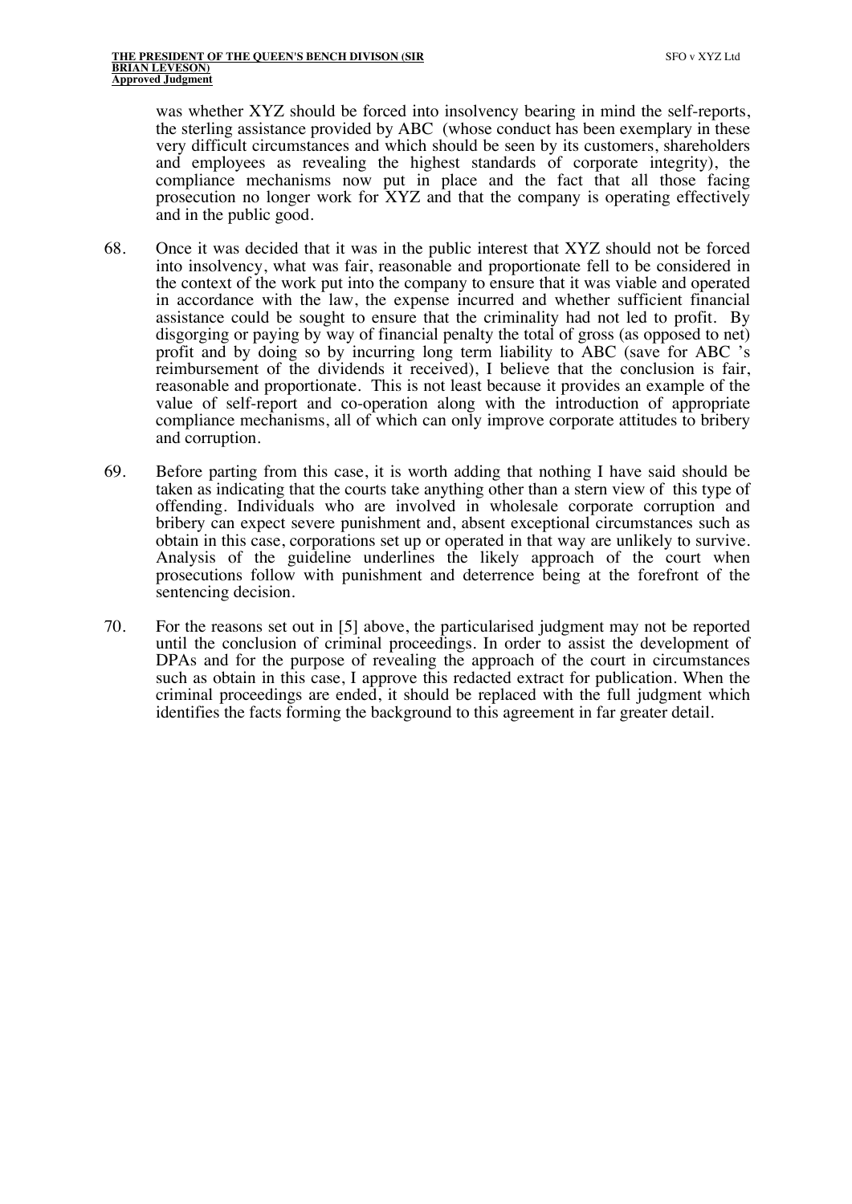was whether XYZ should be forced into insolvency bearing in mind the self-reports, the sterling assistance provided by ABC (whose conduct has been exemplary in these very difficult circumstances and which should be seen by its customers, shareholders and employees as revealing the highest standards of corporate integrity), the compliance mechanisms now put in place and the fact that all those facing prosecution no longer work for XYZ and that the company is operating effectively and in the public good.

68. Once it was decided that it was in the public interest that XYZ should not be forced into insolvency, what was fair, reasonable and proportionate fell to be considered in the context of the work put into the company to ensure that it was viable and operated in accordance with the law, the expense incurred and whether sufficient financial assistance could be sought to ensure that the criminality had not led to profit. By disgorging or paying by way of financial penalty the total of gross (as opposed to net) profit and by doing so by incurring long term liability to ABC (save for ABC 's reimbursement of the dividends it received), I believe that the conclusion is fair, reasonable and proportionate. This is not least because it provides an example of the value of self-report and co-operation along with the introduction of appropriate compliance mechanisms, all of which can only improve corporate attitudes to bribery and corruption.

69. Before parting from this case, it is worth adding that nothing I have said should be taken as indicating that the courts take anything other than a stern view of this type of offending. Individuals who are involved in wholesale corporate corruption and bribery can expect severe punishment and, absent exceptional circumstances such as obtain in this case, corporations set up or operated in that way are unlikely to survive. Analysis of the guideline underlines the likely approach of the court when prosecutions follow with punishment and deterrence being at the forefront of the sentencing decision.

70. For the reasons set out in [5] above, the particularised judgment may not be reported until the conclusion of criminal proceedings. In order to assist the development of DPAs and for the purpose of revealing the approach of the court in circumstances such as obtain in this case, I approve this redacted extract for publication. When the criminal proceedings are ended, it should be replaced with the full judgment which identifies the facts forming the background to this agreement in far greater detail.